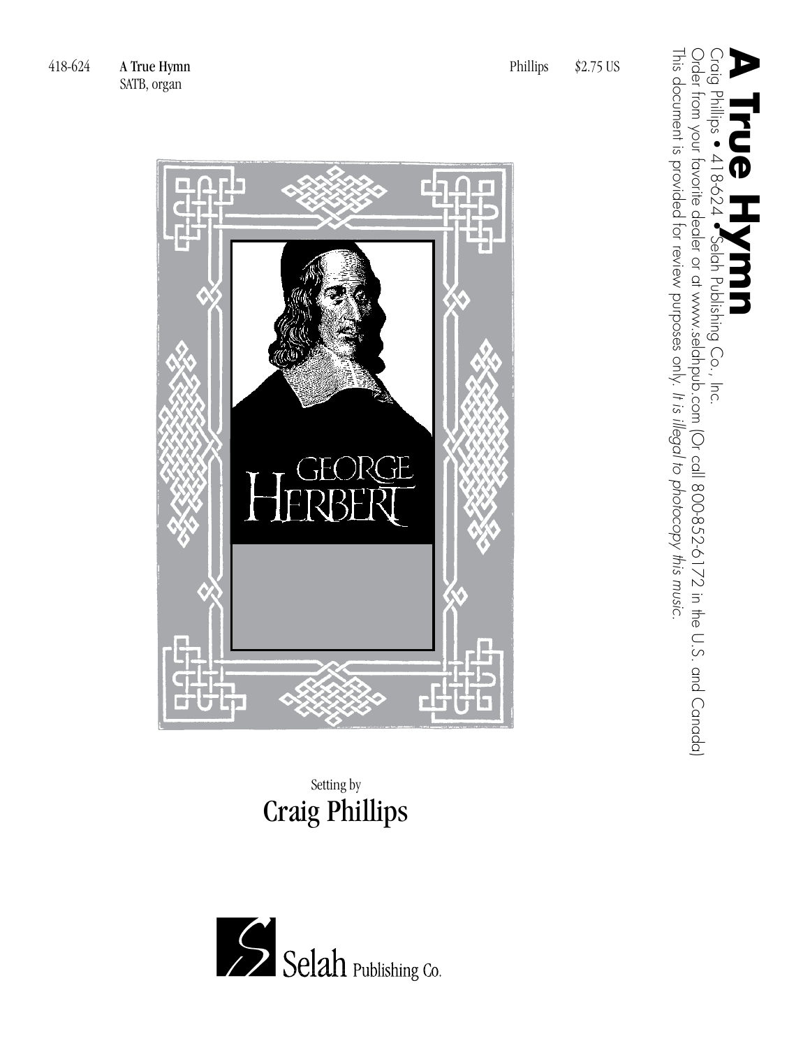418-624 **A True Hymn** Phillips $2.75 US
SATB, organ

GEORGE HERBERT

Setting by
# Craig Phillips

Selah Publishing Co.

# A True Hymn

Craig Phillips • 418-624 • Selah Publishing Co., Inc.
Order from your favorite dealer or at www.selahpub.com (Or call 800-852-6172 in the U.S. and Canada)
This document is provided for review purposes only. *It is illegal to photocopy this music.*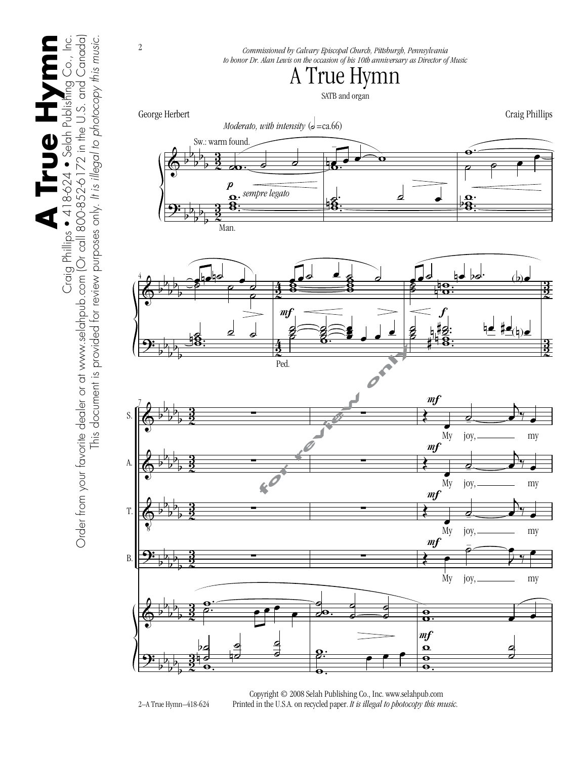*Commissioned by Calvary Episcopal Church, Pittsburgh, Pennsylvania to honor Dr. Alan Lewis on the occasion of his 10th anniversary as Director of Music*

# A True Hymn

SATB and organ

George Herbert

Craig Phillips

*Moderato, with intensity* (𝅗𝅥 = ca.66)

Sw.: warm found.

*sempre legato*

Man.

Ped.

My joy, my

Copyright © 2008 Selah Publishing Co., Inc. www.selahpub.com
Printed in the U.S.A. on recycled paper. *It is illegal to photocopy this music.*

2—A True Hymn—418-624

**A True Hymn**
Craig Phillips • 418-624 • Selah Publishing Co., Inc.
Order from your favorite dealer or at www.selahpub.com (Or call 800-852-6172 in the U.S. and Canada)
This document is provided for review purposes only. *It is illegal to photocopy this music.*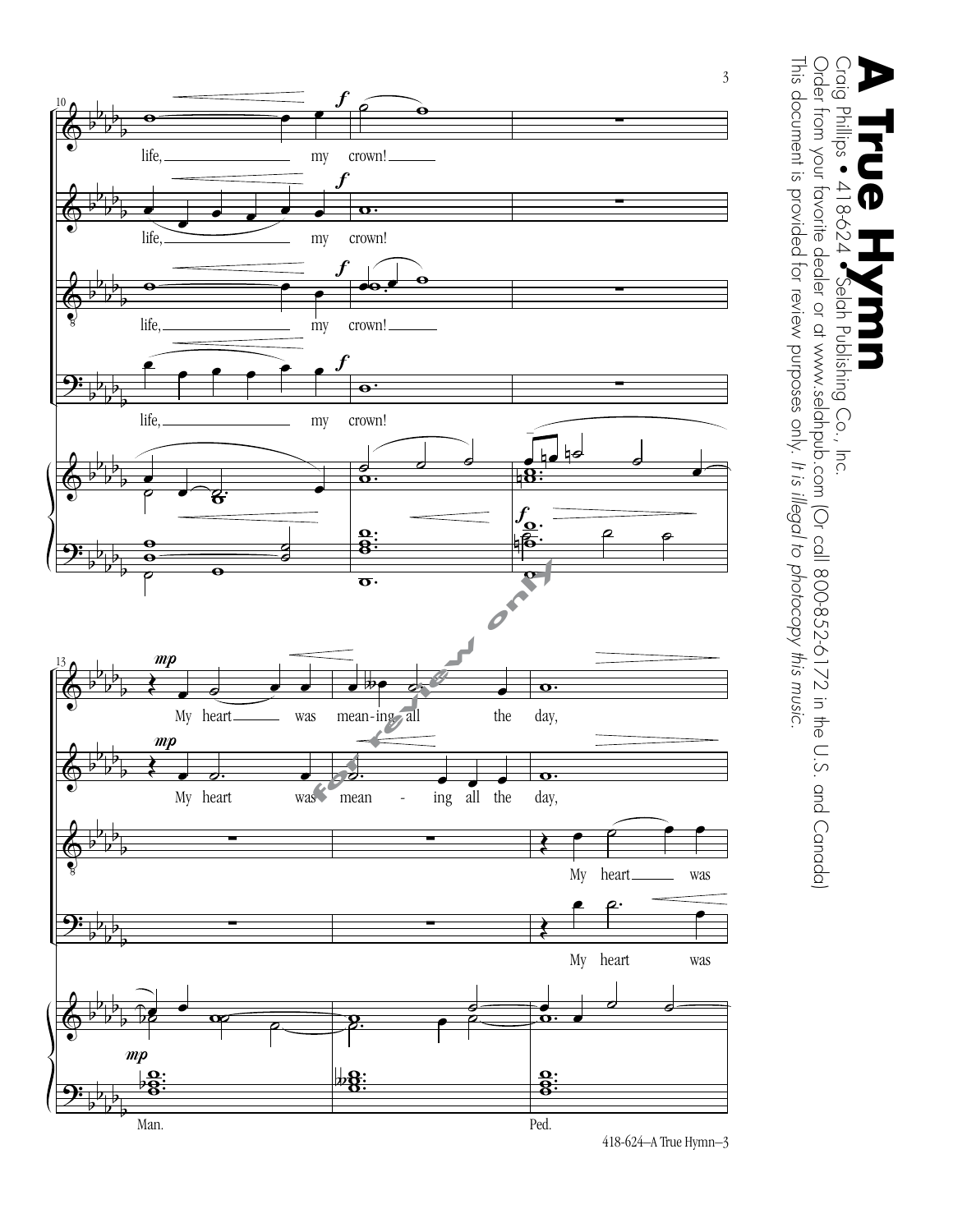# A True Hymn

Craig Phillips • 418-624 • Selah Publishing Co., Inc.

Order from your favorite dealer or at www.selahpub.com (Or call 800-852-6172 in the U.S. and Canada)

This document is provided for review purposes only. *It is illegal to photocopy this music.*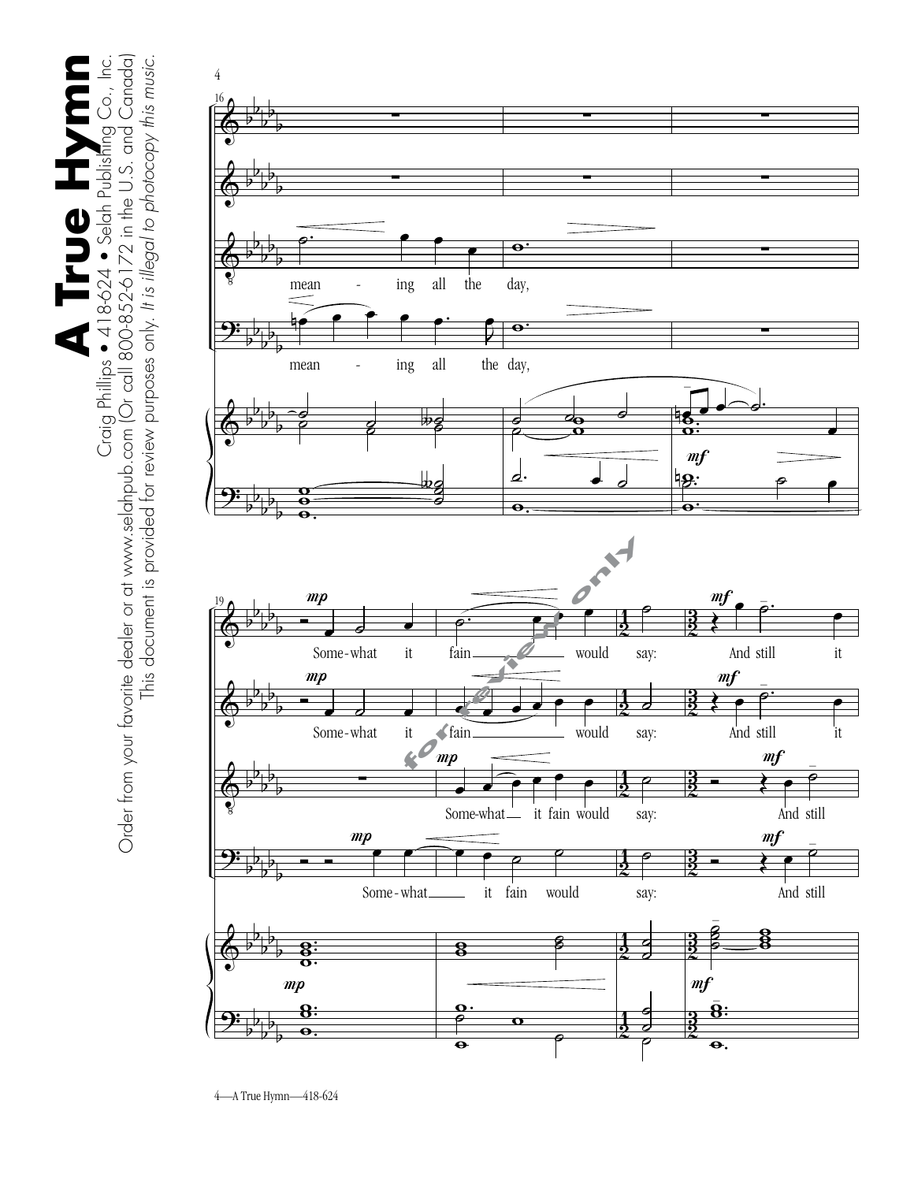# A True Hymn

Craig Phillips • 418-624 • Selah Publishing Co., Inc.

Order from your favorite dealer or at www.selahpub.com (Or call 800-852-6172 in the U.S. and Canada)

This document is provided for review purposes only. *It is illegal to photocopy this music.*

mean - ing all the day,

mean - ing all the day,

Some-what it fain would say: And still it

Some-what it fain would say: And still it

Some-what it fain would say: And still

Some-what it fain would say: And still

for review only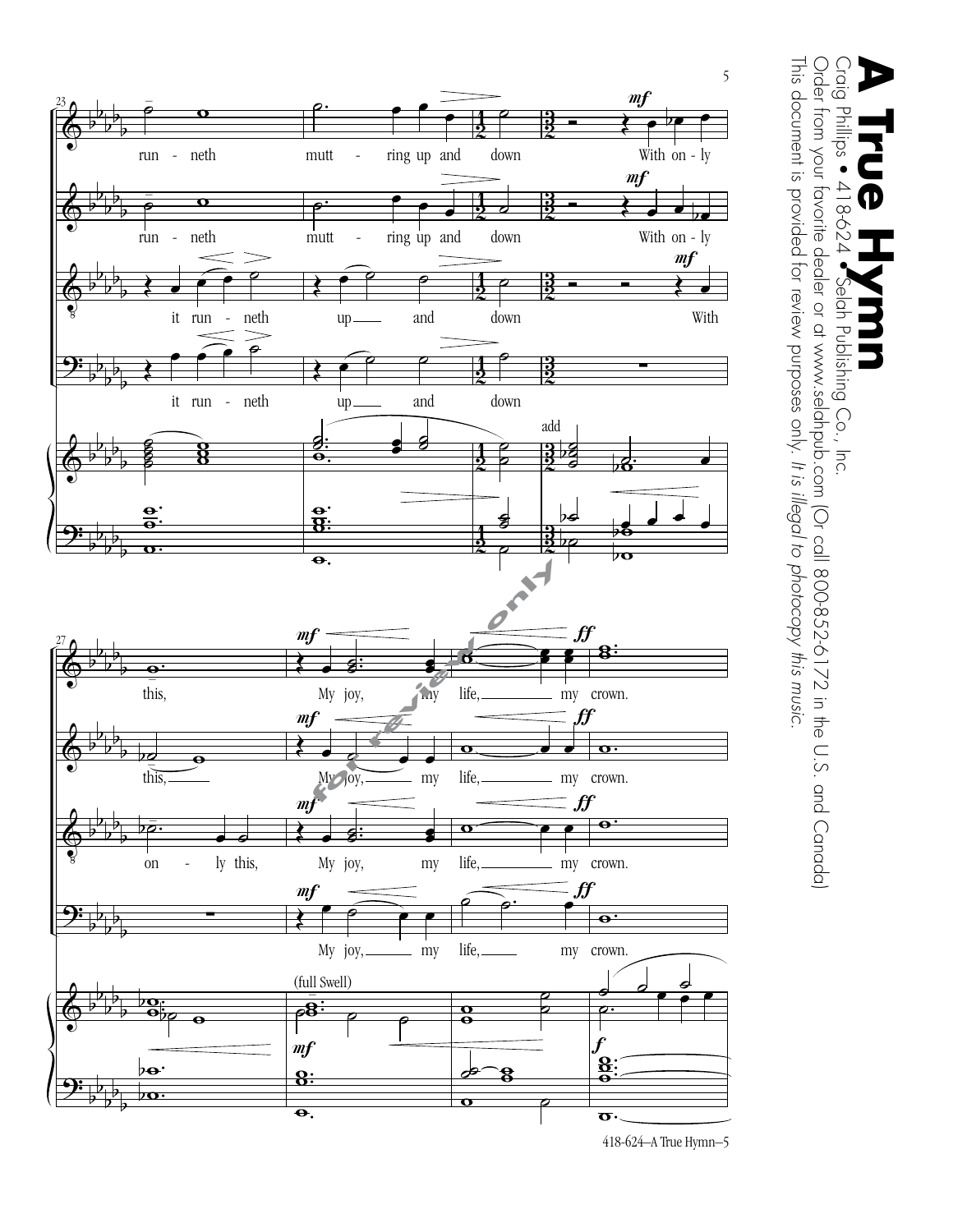# A True Hymn

Craig Phillips • 418-624 • Selah Publishing Co., Inc.

Order from your favorite dealer or at www.selahpub.com (Or call 800-852-6172 in the U.S. and Canada)

This document is provided for review purposes only. *It is illegal to photocopy this music.*

run - neth mutt - ring up and down With on - ly

run - neth mutt - ring up and down With on - ly

it run - neth up and down With

it run - neth up and down

add

this, My joy, my life, my crown.

this, My joy, my life, my crown.

on - ly this, My joy, my life, my crown.

My joy, my life, my crown.

(full Swell)

for review only

418-624—A True Hymn—5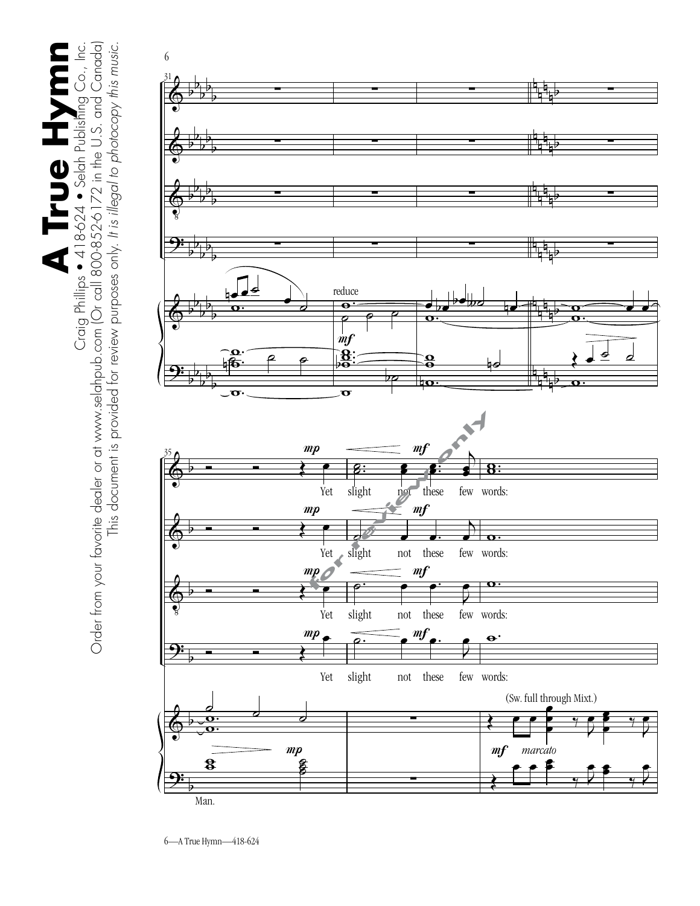Yet slight not these few words:

(Sw. full through Mixt.)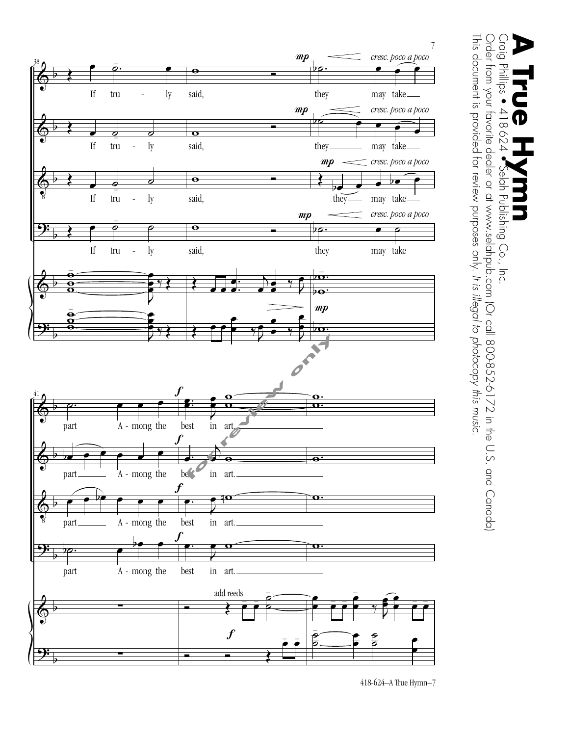# A True Hymn

Craig Phillips • 418-624 • Selah Publishing Co., Inc.

Order from your favorite dealer or at www.selahpub.com (Or call 800-852-6172 in the U.S. and Canada)

This document is provided for review purposes only. *It is illegal to photocopy this music.*

If truly said, they may take part Among the best in art.

418-624–A True Hymn–7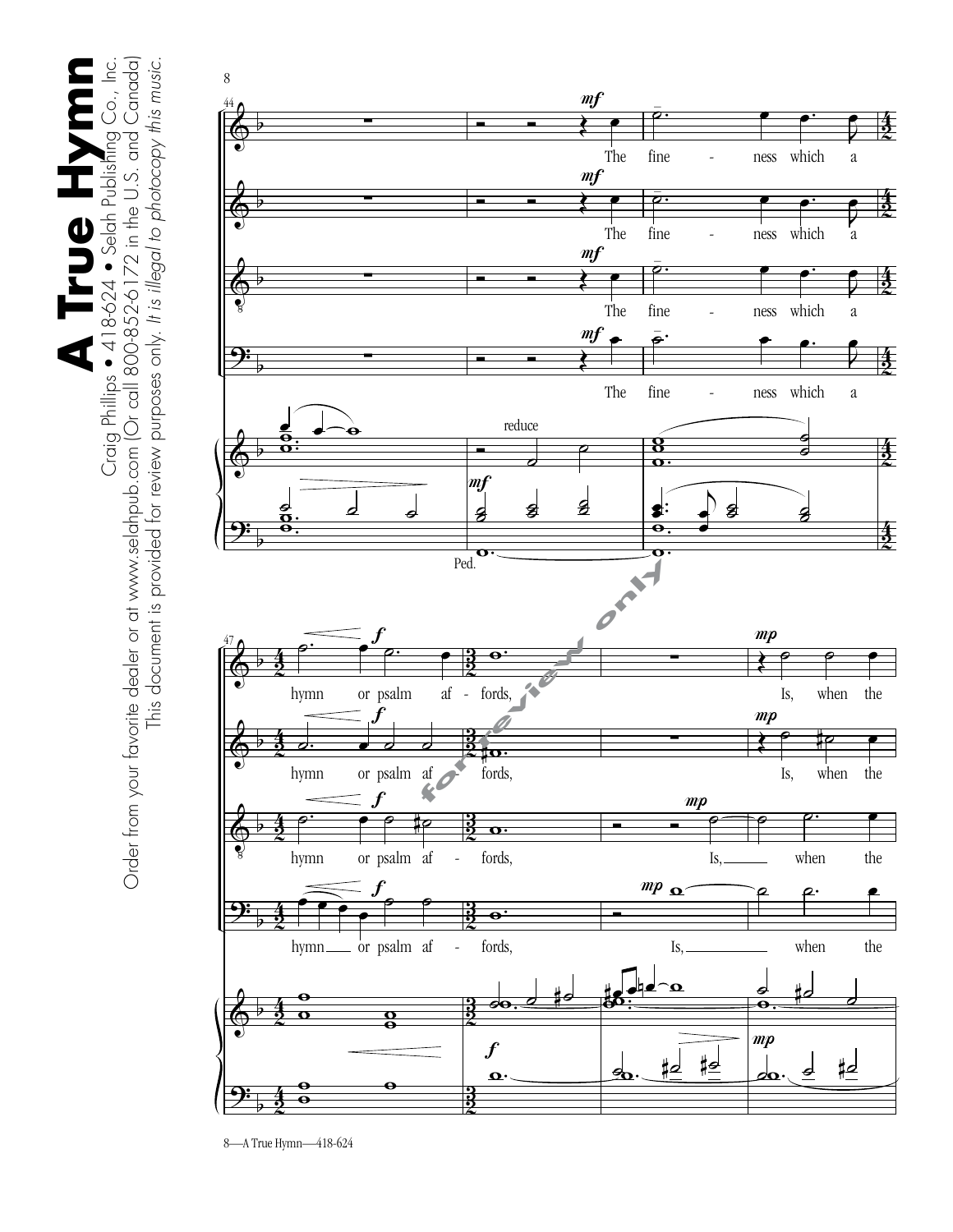# A True Hymn

Craig Phillips • 418-624 • Selah Publishing Co., Inc.

Order from your favorite dealer or at www.selahpub.com (Or call 800-852-6172 in the U.S. and Canada)

This document is provided for review purposes only. *It is illegal to photocopy this music.*

The fineness which a hymn or psalm affords, Is, when the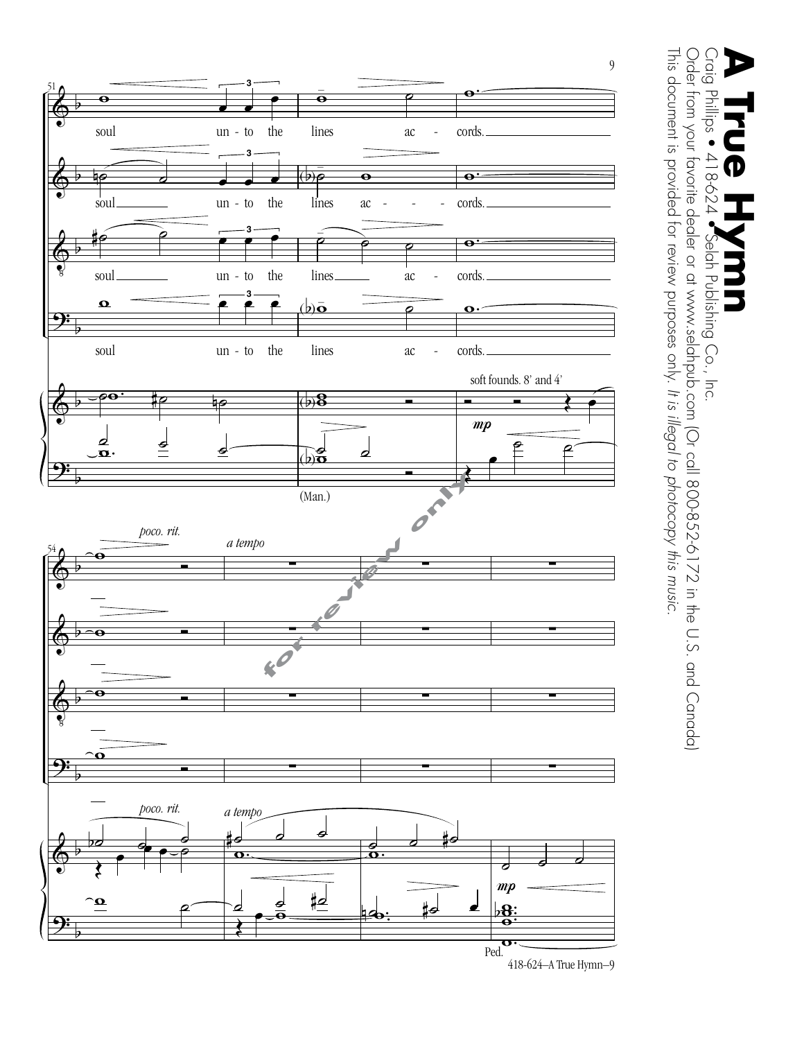# A True Hymn

Craig Phillips • 418-624 • Selah Publishing Co., Inc.

Order from your favorite dealer or at www.selahpub.com (Or call 800-852-6172 in the U.S. and Canada)

This document is provided for review purposes only. *It is illegal to photocopy this music.*

soul unto the lines accords.

soft founds. 8' and 4'

*mp*

(Man.)

*poco. rit.*

*a tempo*

*mp*

Ped.

for review only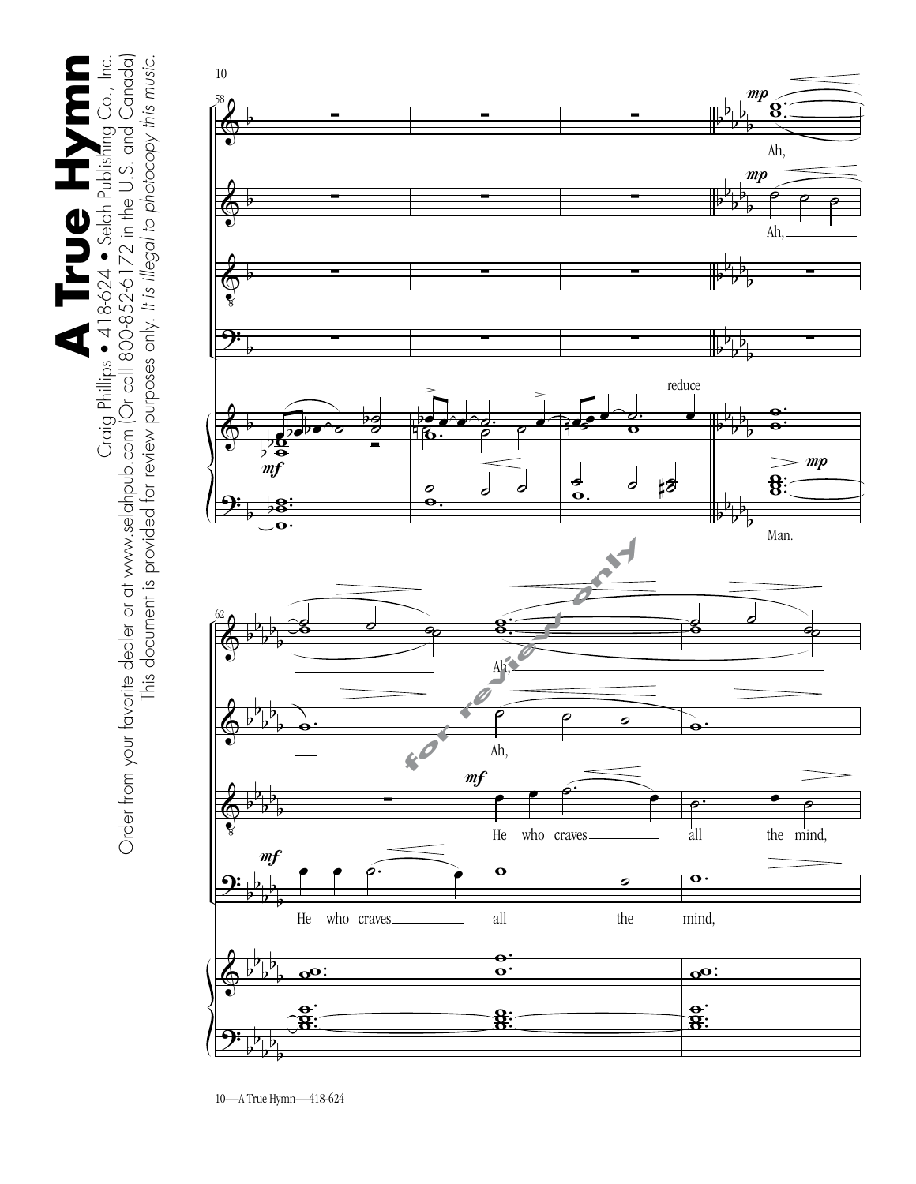# A True Hymn

Craig Phillips • 418-624 • Selah Publishing Co., Inc.

Order from your favorite dealer or at www.selahpub.com (Or call 800-852-6172 in the U.S. and Canada)

This document is provided for review purposes only. *It is illegal to photocopy this music.*

58

*mp* Ah,

*mp* Ah,

*mf*

reduce

*mp*

Man.

62

Ah,

Ah,

*mf* He who craves all the mind,

*mf* He who craves all the mind,

for review only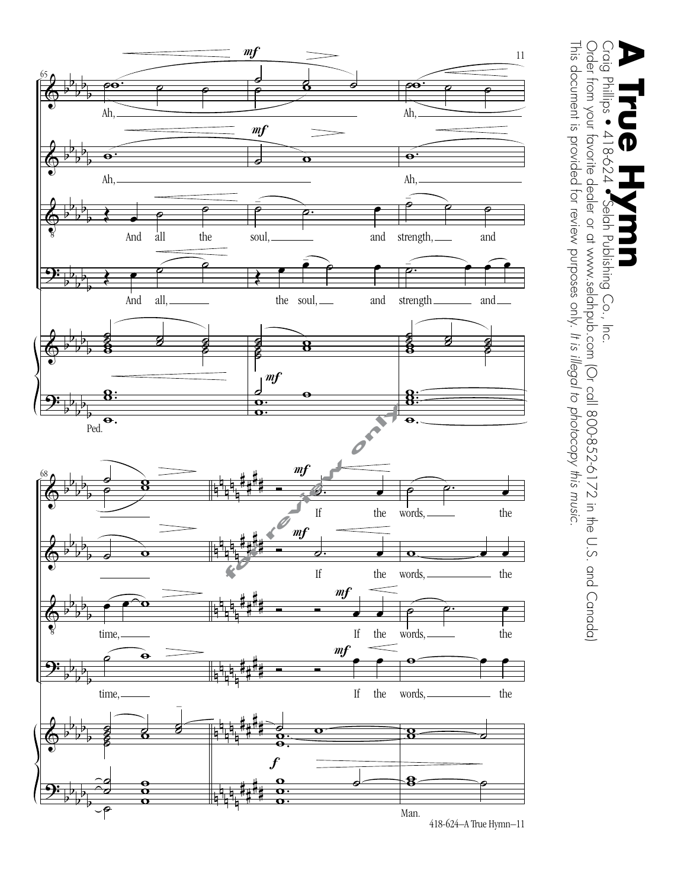# A True Hymn

Craig Phillips • 418-624 • Selah Publishing Co., Inc.

Order from your favorite dealer or at www.selahpub.com (Or call 800-852-6172 in the U.S. and Canada)

This document is provided for review purposes only. *It is illegal to photocopy this music.*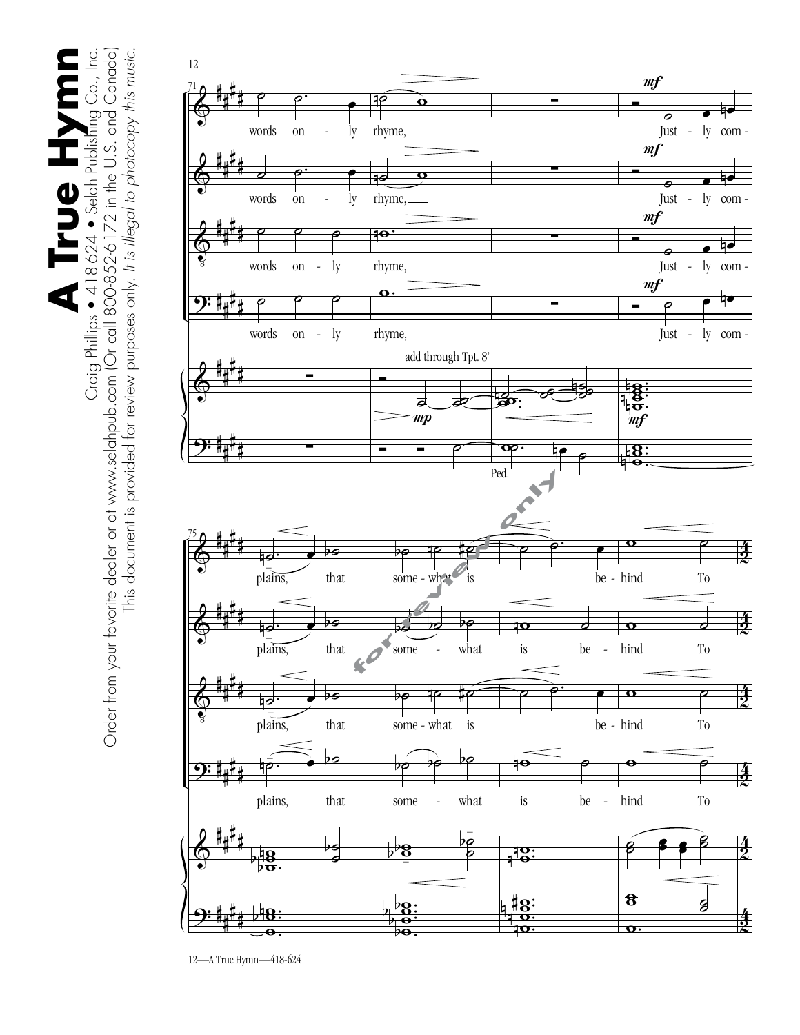# A True Hymn

Craig Phillips • 418-624 • Selah Publishing Co., Inc.

Order from your favorite dealer or at www.selahpub.com (Or call 800-852-6172 in the U.S. and Canada)

This document is provided for review purposes only. *It is illegal to photocopy this music.*

words on - ly rhyme, Just - ly com -

add through Tpt. 8'

*mp* *mf*

Ped.

plains, that some - what is be - hind To

for review only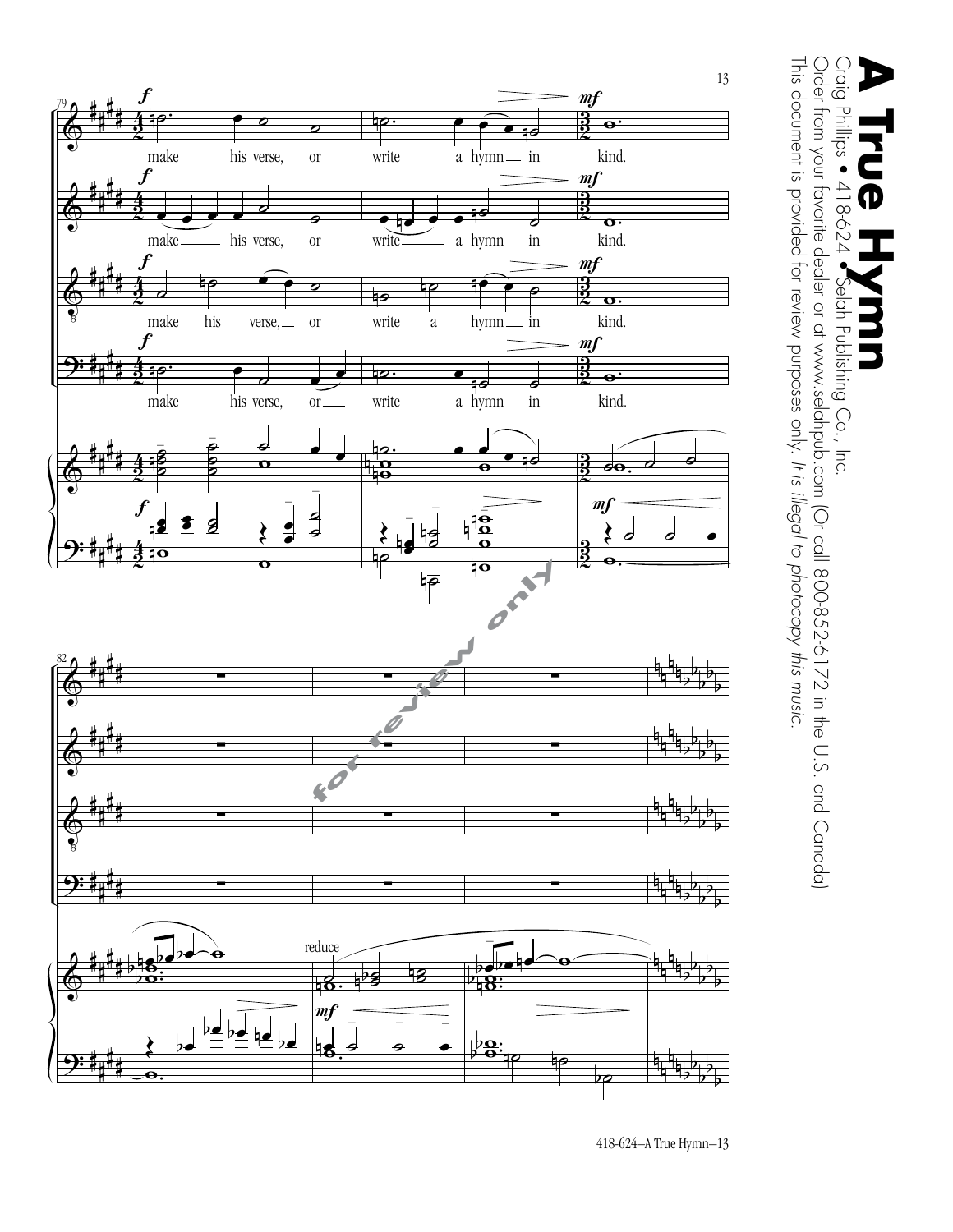make his verse, or write a hymn in kind.

reduce

**A True Hymn**

Craig Phillips • 418-624 • Selah Publishing Co., Inc.

Order from your favorite dealer or at www.selahpub.com (Or call 800-852-6172 in the U.S. and Canada)

This document is provided for review purposes only. *It is illegal to photocopy this music.*

for review only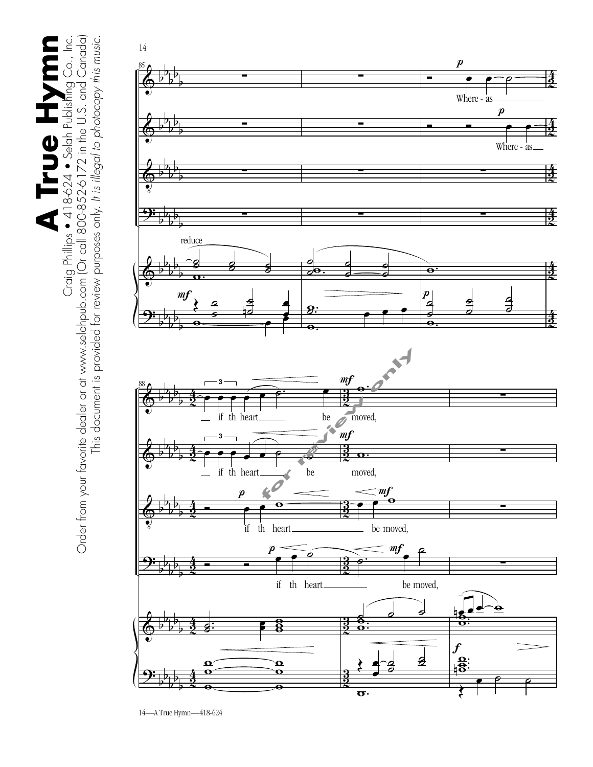# A True Hymn

Craig Phillips • 418-624 • Selah Publishing Co., Inc.

Order from your favorite dealer or at www.selahpub.com (Or call 800-852-6172 in the U.S. and Canada)

This document is provided for review purposes only. *It is illegal to photocopy this music.*

85

reduce

Where - as

Where - as

88

if th heart be moved,

if th heart be moved,

if th heart be moved,

if th heart be moved,

for review only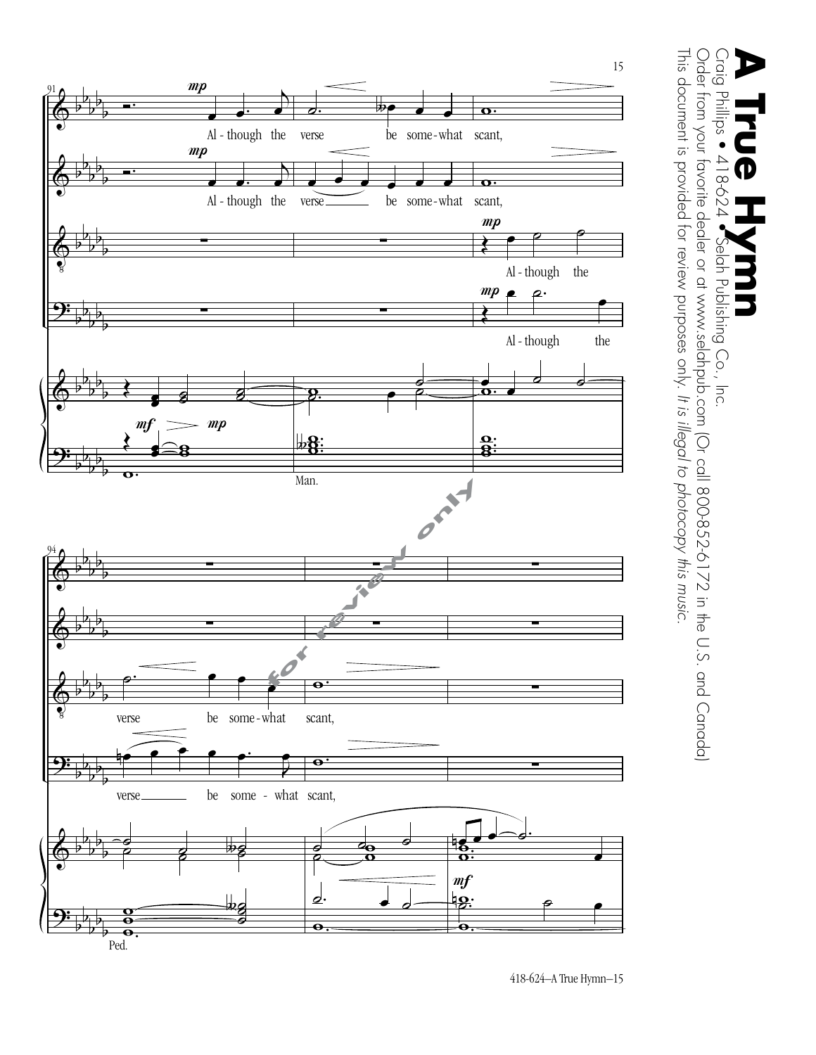# A True Hymn

Craig Phillips • 418-624 • Selah Publishing Co., Inc.

Order from your favorite dealer or at www.selahpub.com (Or call 800-852-6172 in the U.S. and Canada)

This document is provided for review purposes only. *It is illegal to photocopy this music.*

Al - though the verse be some - what scant,

Al - though the verse be some - what scant,

Al - though the verse be some - what scant,

Al - though the verse be some - what scant,

Man.

Ped.

for review only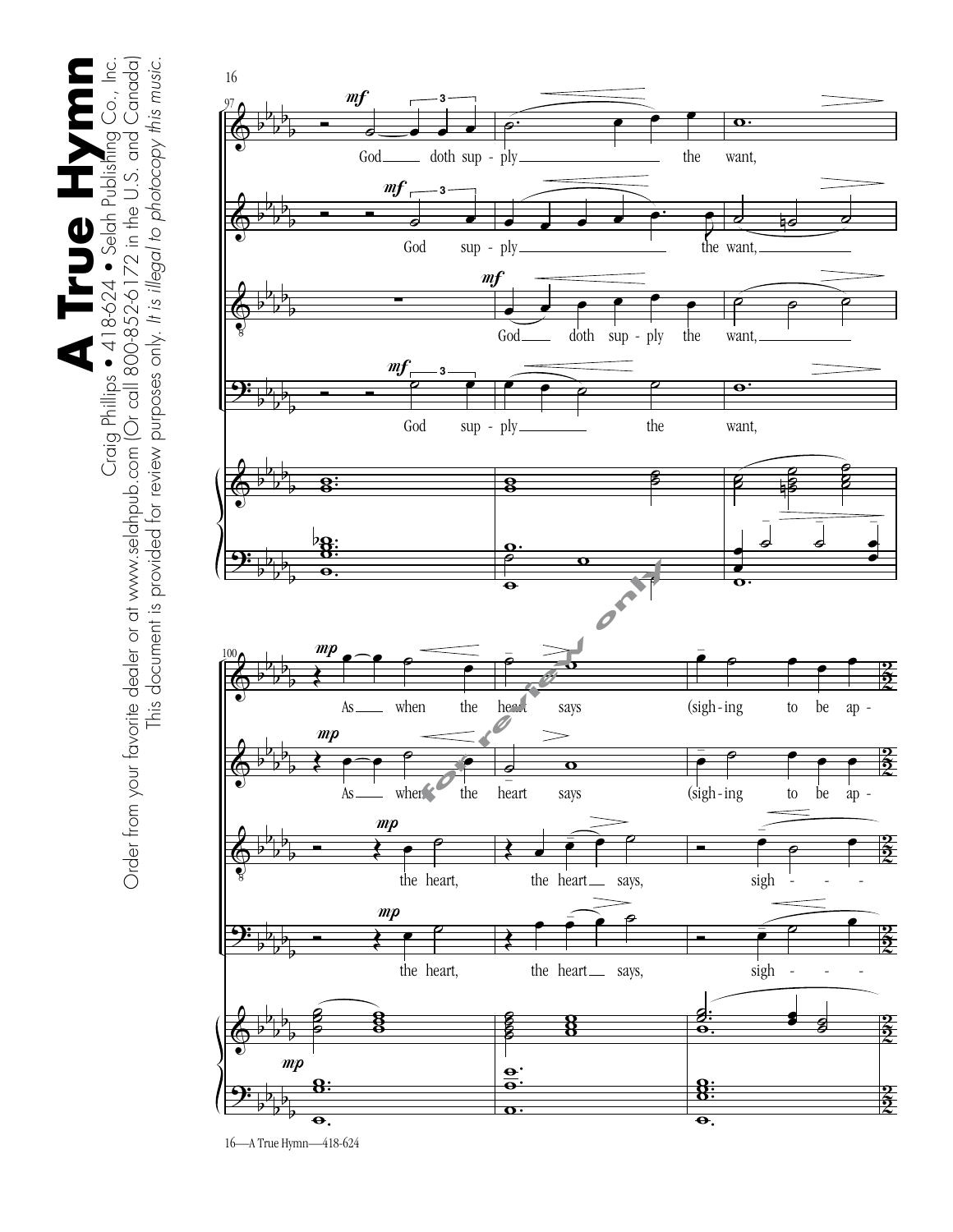# A True Hymn

Craig Phillips • 418-624 • Selah Publishing Co., Inc.

Order from your favorite dealer or at www.selahpub.com (Or call 800-852-6172 in the U.S. and Canada)

This document is provided for review purposes only. *It is illegal to photocopy this music.*

97

God doth sup - ply the want,

God sup - ply the want,

God doth sup - ply the want,

God sup - ply the want,

100

As when the heart says (sigh - ing to be ap -

As when the heart says (sigh - ing to be ap -

the heart, the heart says, sigh - - -

the heart, the heart says, sigh - - -

for review only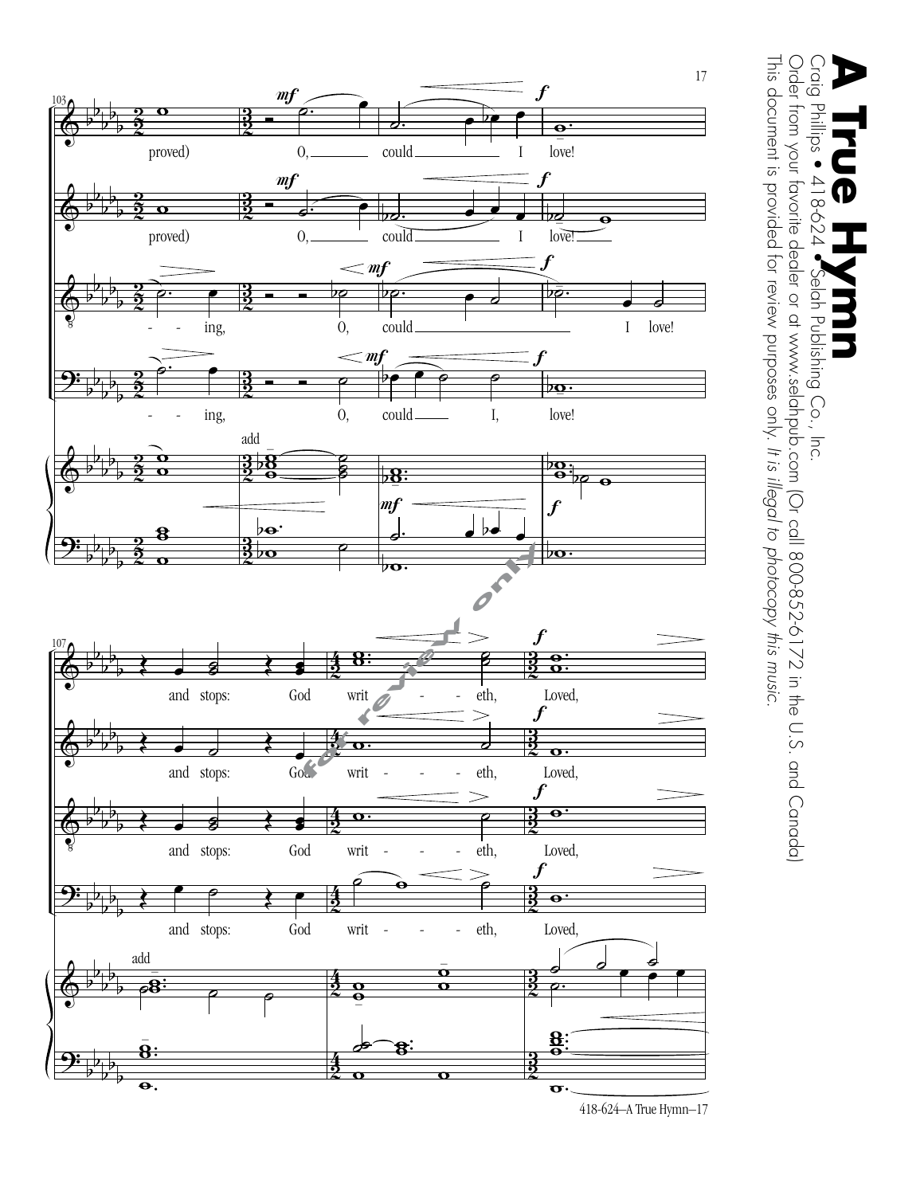# A True Hymn

Craig Phillips • 418-624 • Selah Publishing Co., Inc.

Order from your favorite dealer or at www.selahpub.com (Or call 800-852-6172 in the U.S. and Canada)

This document is provided for review purposes only. *It is illegal to photocopy this music.*

103

proved) O, could I love!

proved) O, could I love!

- - ing, O, could I love!

- - ing, O, could I, love!

add

107

and stops: God writ - - - eth, Loved,

and stops: God writ - - - eth, Loved,

and stops: God writ - - - eth, Loved,

and stops: God writ - - - eth, Loved,

add

for review only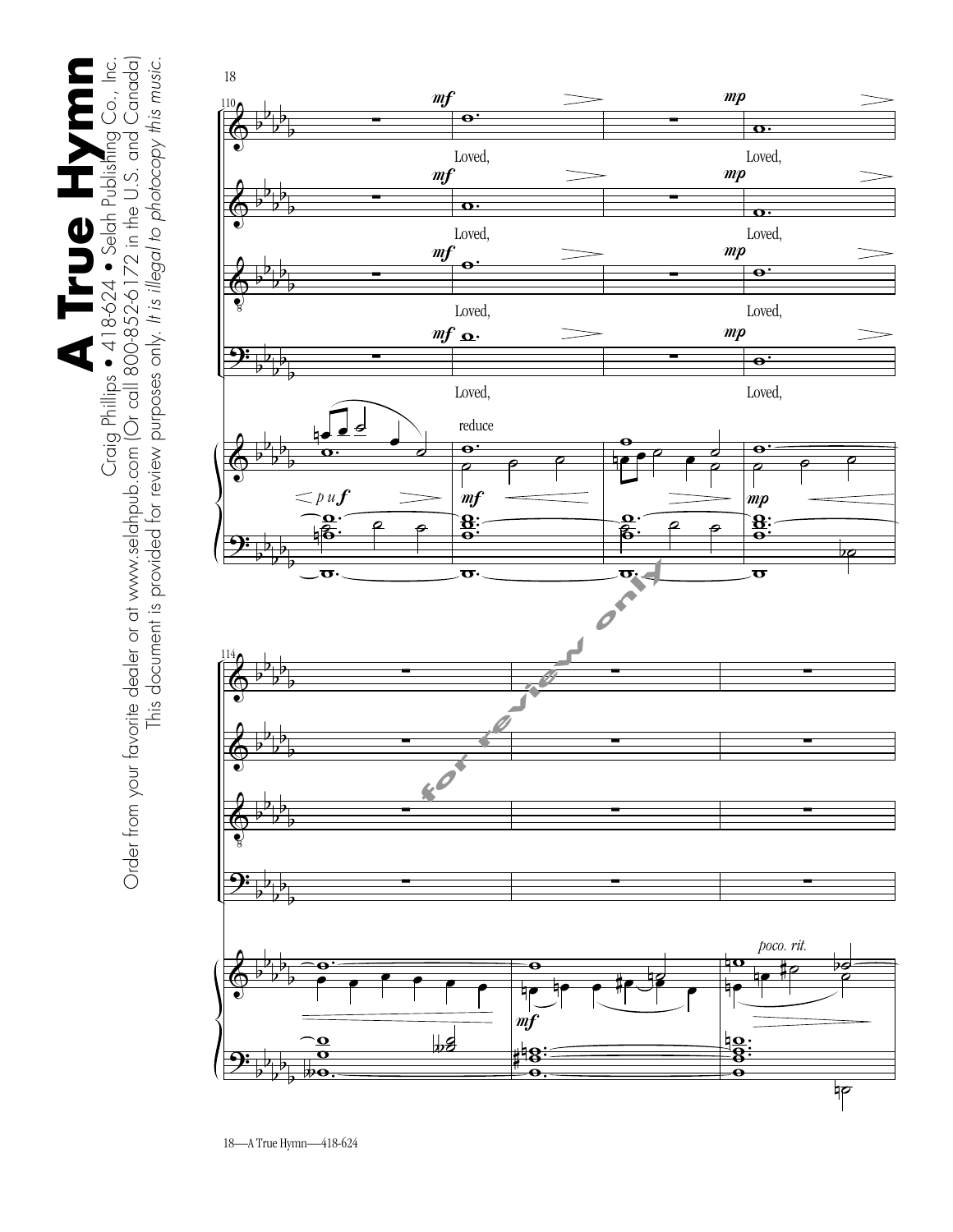Loved,

Loved,

Loved,

Loved,

Loved,

Loved,

Loved,

Loved,

reduce

*poco. rit.*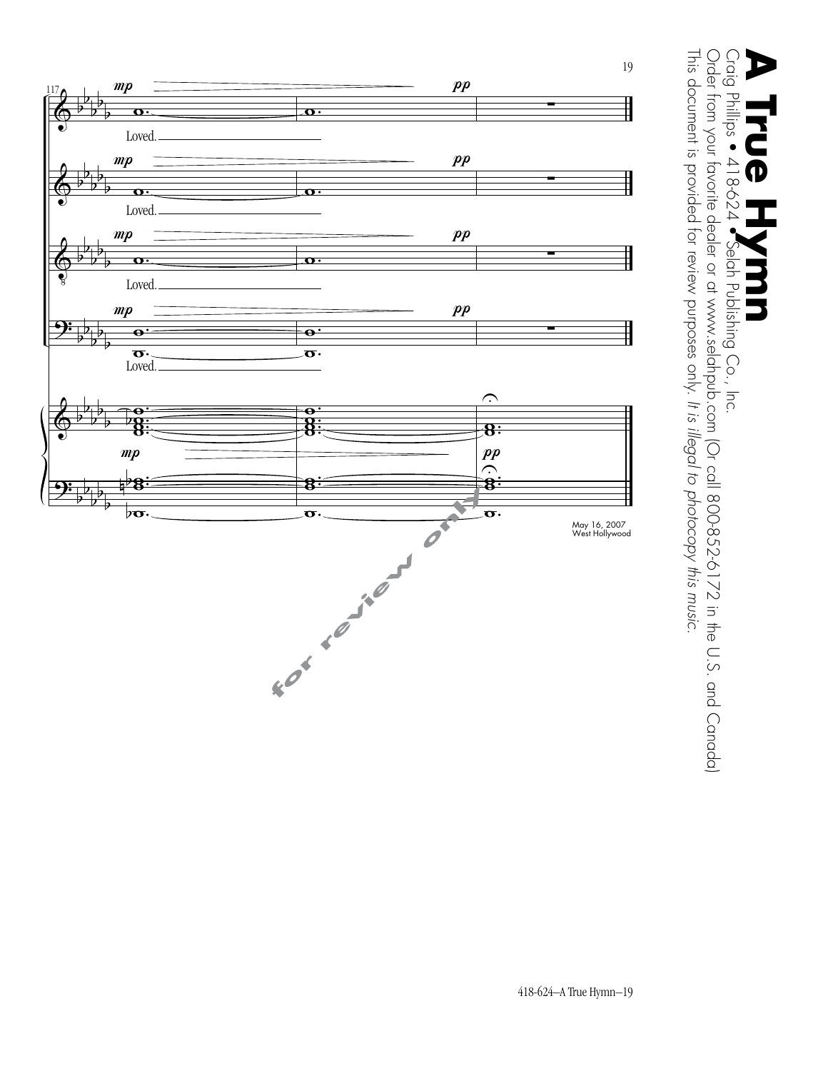117

*mp* *pp*

Loved.

Loved.

Loved.

Loved.

*mp* *pp*

May 16, 2007
West Hollywood

for review only

# A True Hymn

Craig Phillips • 418-624 • Selah Publishing Co., Inc.

Order from your favorite dealer or at www.selahpub.com (Or call 800-852-6172 in the U.S. and Canada)

This document is provided for review purposes only. *It is illegal to photocopy this music.*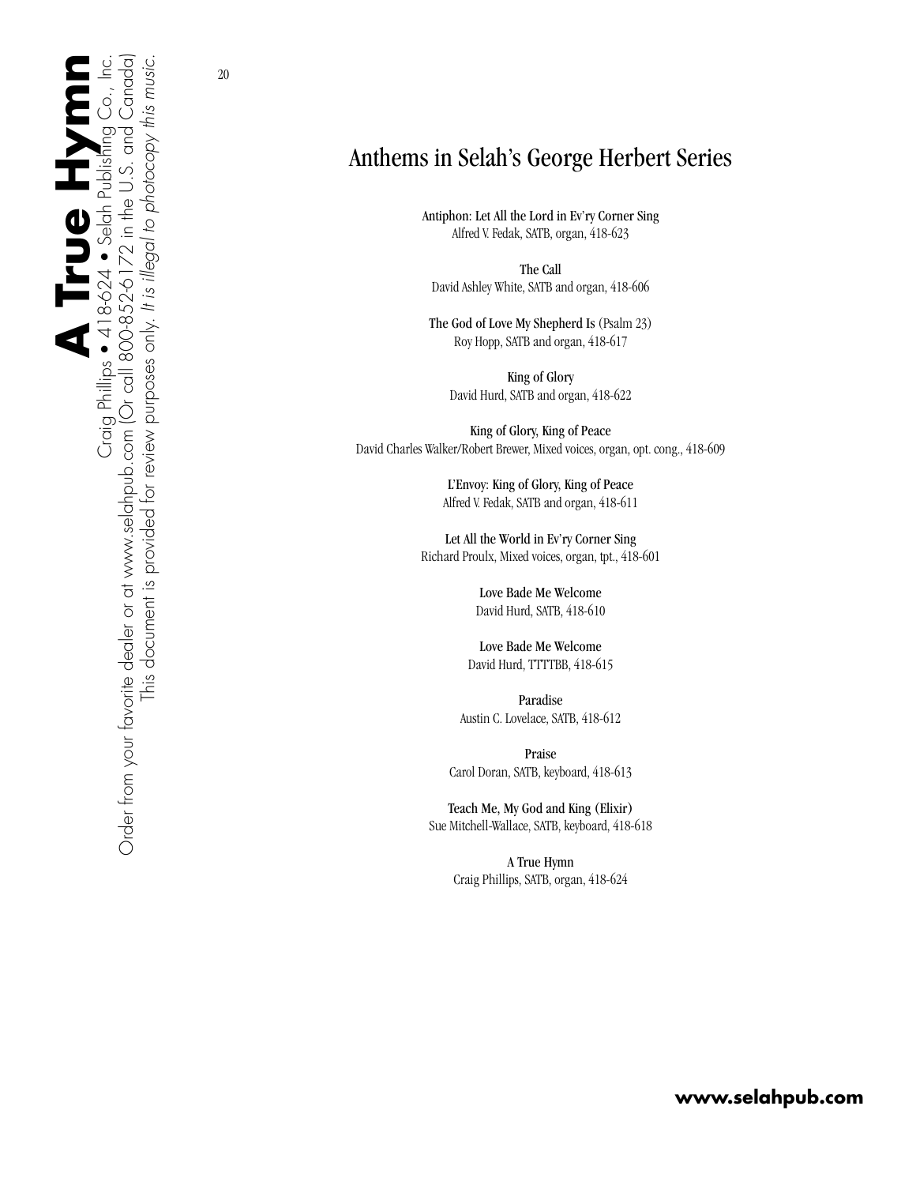# Anthems in Selah's George Herbert Series

**Antiphon: Let All the Lord in Ev'ry Corner Sing**
Alfred V. Fedak, SATB, organ, 418-623

**The Call**
David Ashley White, SATB and organ, 418-606

**The God of Love My Shepherd Is** (Psalm 23)
Roy Hopp, SATB and organ, 418-617

**King of Glory**
David Hurd, SATB and organ, 418-622

**King of Glory, King of Peace**
David Charles Walker/Robert Brewer, Mixed voices, organ, opt. cong., 418-609

**L'Envoy: King of Glory, King of Peace**
Alfred V. Fedak, SATB and organ, 418-611

**Let All the World in Ev'ry Corner Sing**
Richard Proulx, Mixed voices, organ, tpt., 418-601

**Love Bade Me Welcome**
David Hurd, SATB, 418-610

**Love Bade Me Welcome**
David Hurd, TTTTBB, 418-615

**Paradise**
Austin C. Lovelace, SATB, 418-612

**Praise**
Carol Doran, SATB, keyboard, 418-613

**Teach Me, My God and King (Elixir)**
Sue Mitchell-Wallace, SATB, keyboard, 418-618

**A True Hymn**
Craig Phillips, SATB, organ, 418-624

**www.selahpub.com**